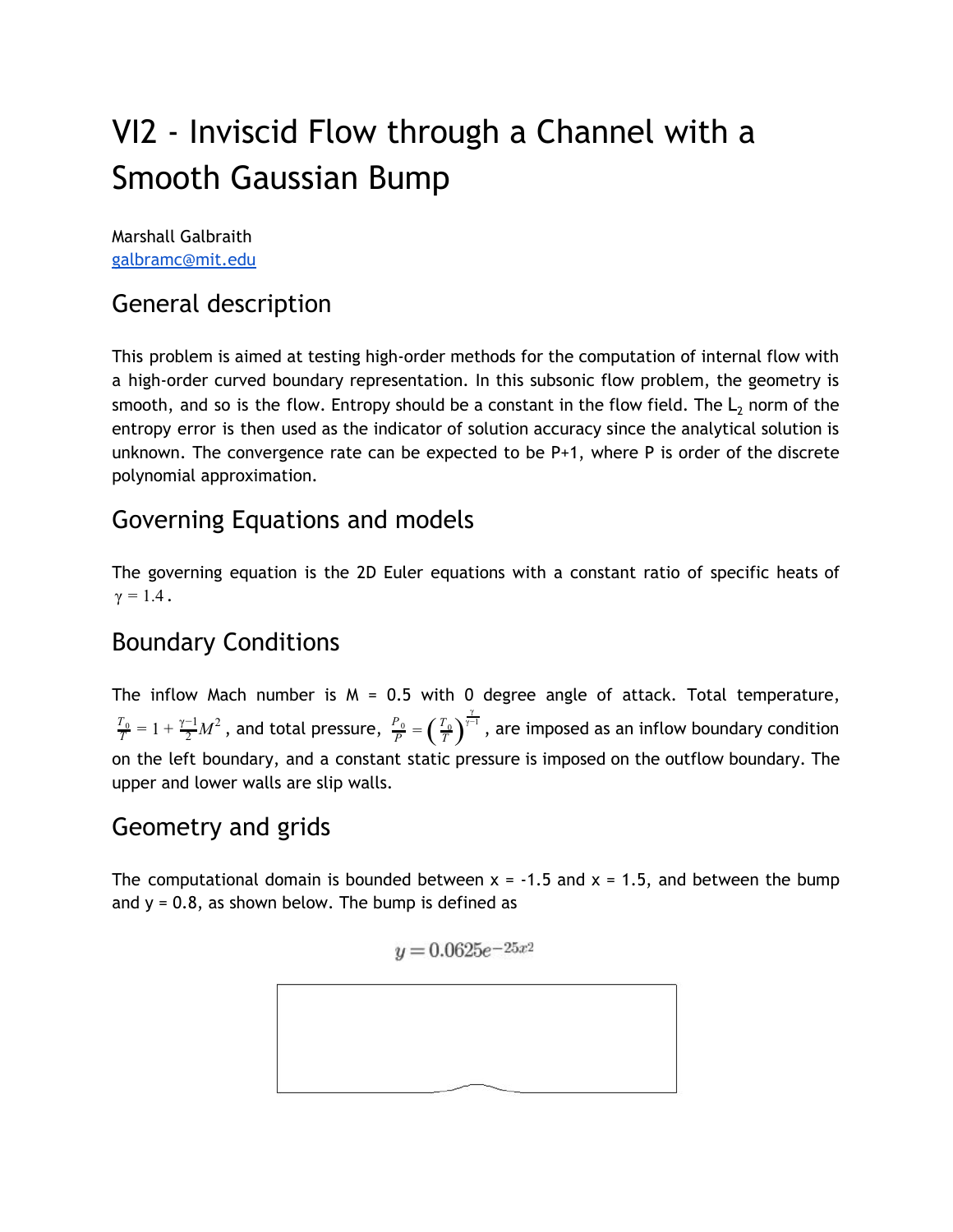# VI2 - Inviscid Flow through a Channel with a Smooth Gaussian Bump

Marshall Galbraith
galbramc@mit.edu

## General description

This problem is aimed at testing high-order methods for the computation of internal flow with a high-order curved boundary representation. In this subsonic flow problem, the geometry is smooth, and so is the flow. Entropy should be a constant in the flow field. The $L_2$ norm of the entropy error is then used as the indicator of solution accuracy since the analytical solution is unknown. The convergence rate can be expected to be P+1, where P is order of the discrete polynomial approximation.

## Governing Equations and models

The governing equation is the 2D Euler equations with a constant ratio of specific heats of $\gamma = 1.4$.

## Boundary Conditions

The inflow Mach number is M = 0.5 with 0 degree angle of attack. Total temperature, $\frac{T_0}{T} = 1 + \frac{\gamma-1}{2}M^2$, and total pressure, $\frac{P_0}{P} = \left(\frac{T_0}{T}\right)^{\frac{\gamma}{\gamma-1}}$, are imposed as an inflow boundary condition on the left boundary, and a constant static pressure is imposed on the outflow boundary. The upper and lower walls are slip walls.

## Geometry and grids

The computational domain is bounded between x = -1.5 and x = 1.5, and between the bump and y = 0.8, as shown below. The bump is defined as

$$y = 0.0625e^{-25x^2}$$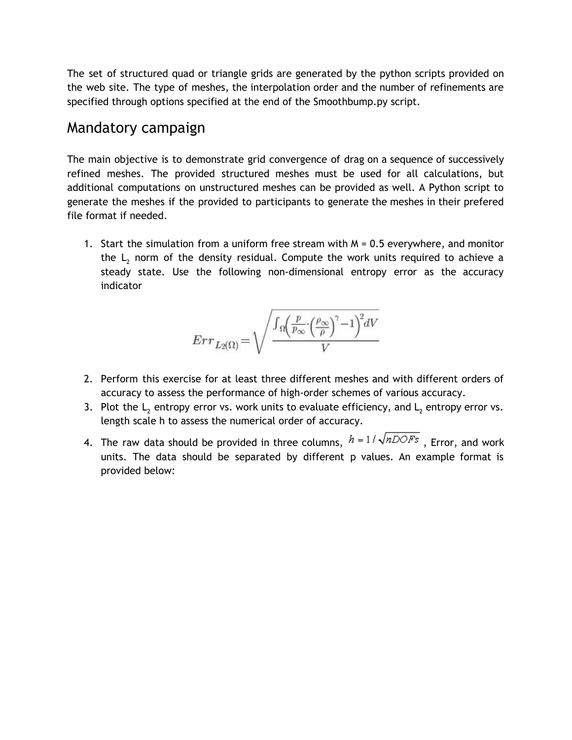The set of structured quad or triangle grids are generated by the python scripts provided on the web site. The type of meshes, the interpolation order and the number of refinements are specified through options specified at the end of the Smoothbump.py script.

## Mandatory campaign

The main objective is to demonstrate grid convergence of drag on a sequence of successively refined meshes. The provided structured meshes must be used for all calculations, but additional computations on unstructured meshes can be provided as well. A Python script to generate the meshes if the provided to participants to generate the meshes in their prefered file format if needed.

1. Start the simulation from a uniform free stream with M = 0.5 everywhere, and monitor the $L_2$ norm of the density residual. Compute the work units required to achieve a steady state. Use the following non-dimensional entropy error as the accuracy indicator

$$Err_{L2(\Omega)} = \sqrt{\frac{\int_{\Omega}\left(\frac{p}{p_{\infty}} \cdot \left(\frac{\rho_{\infty}}{\rho}\right)^{\gamma} - 1\right)^{2} dV}{V}}$$

2. Perform this exercise for at least three different meshes and with different orders of accuracy to assess the performance of high-order schemes of various accuracy.
3. Plot the $L_2$ entropy error vs. work units to evaluate efficiency, and $L_2$ entropy error vs. length scale h to assess the numerical order of accuracy.
4. The raw data should be provided in three columns, $h = 1/\sqrt{nDOFs}$ , Error, and work units. The data should be separated by different p values. An example format is provided below: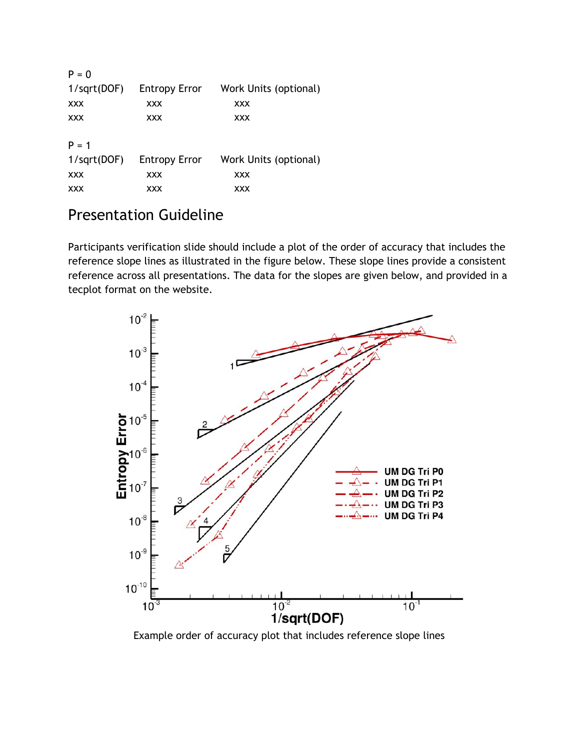P = 0

| 1/sqrt(DOF) | Entropy Error | Work Units (optional) |
|---|---|---|
| xxx | xxx | xxx |
| xxx | xxx | xxx |

P = 1

| 1/sqrt(DOF) | Entropy Error | Work Units (optional) |
|---|---|---|
| xxx | xxx | xxx |
| xxx | xxx | xxx |

## Presentation Guideline

Participants verification slide should include a plot of the order of accuracy that includes the reference slope lines as illustrated in the figure below. These slope lines provide a consistent reference across all presentations. The data for the slopes are given below, and provided in a tecplot format on the website.

Example order of accuracy plot that includes reference slope lines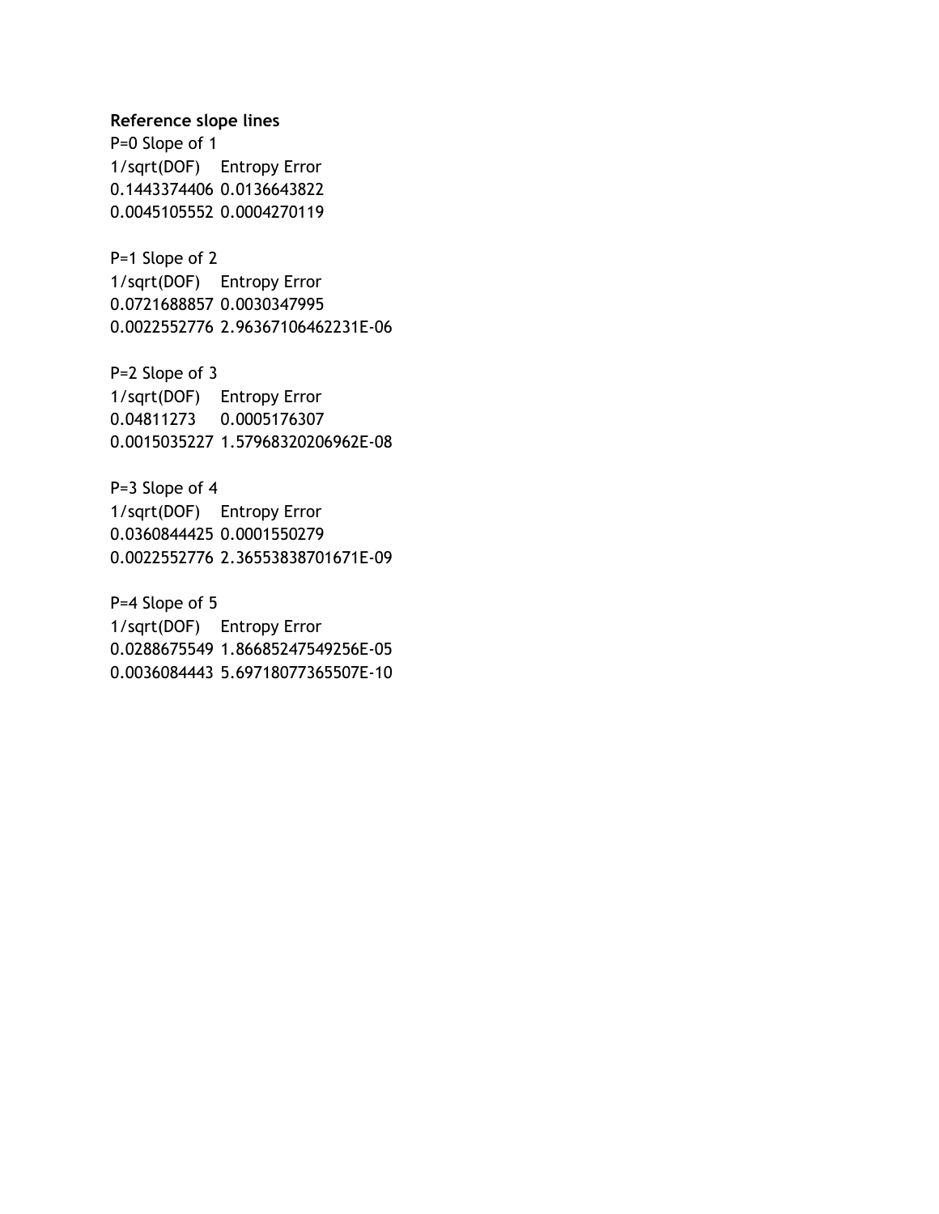**Reference slope lines**

P=0 Slope of 1

| 1/sqrt(DOF) | Entropy Error |
|---|---|
| 0.1443374406 | 0.0136643822 |
| 0.0045105552 | 0.0004270119 |

P=1 Slope of 2

| 1/sqrt(DOF) | Entropy Error |
|---|---|
| 0.0721688857 | 0.0030347995 |
| 0.0022552776 | 2.96367106462231E-06 |

P=2 Slope of 3

| 1/sqrt(DOF) | Entropy Error |
|---|---|
| 0.04811273 | 0.0005176307 |
| 0.0015035227 | 1.57968320206962E-08 |

P=3 Slope of 4

| 1/sqrt(DOF) | Entropy Error |
|---|---|
| 0.0360844425 | 0.0001550279 |
| 0.0022552776 | 2.36553838701671E-09 |

P=4 Slope of 5

| 1/sqrt(DOF) | Entropy Error |
|---|---|
| 0.0288675549 | 1.86685247549256E-05 |
| 0.0036084443 | 5.69718077365507E-10 |